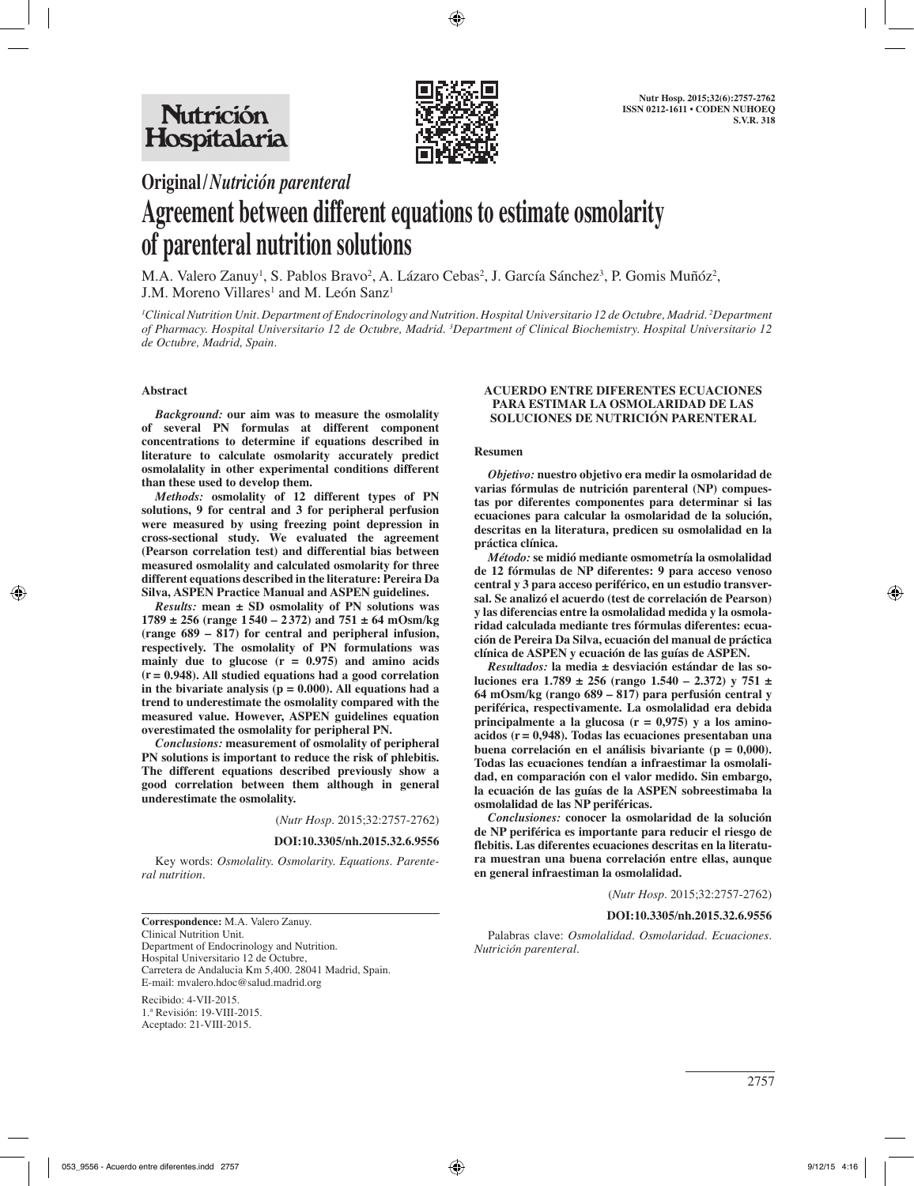Original / *Nutrición parenteral*

# Agreement between different equations to estimate osmolarity of parenteral nutrition solutions

M.A. Valero Zanuy[1], S. Pablos Bravo[2], A. Lázaro Cebas[2], J. García Sánchez[3], P. Gomis Muñóz[2], J.M. Moreno Villares[1] and M. León Sanz[1]

[1]*Clinical Nutrition Unit. Department of Endocrinology and Nutrition. Hospital Universitario 12 de Octubre, Madrid.* [2]*Department of Pharmacy. Hospital Universitario 12 de Octubre, Madrid.* [3]*Department of Clinical Biochemistry. Hospital Universitario 12 de Octubre, Madrid, Spain.*

## Abstract

***Background:*** **our aim was to measure the osmolality of several PN formulas at different component concentrations to determine if equations described in literature to calculate osmolarity accurately predict osmolalality in other experimental conditions different than these used to develop them.**

***Methods:*** **osmolality of 12 different types of PN solutions, 9 for central and 3 for peripheral perfusion were measured by using freezing point depression in cross-sectional study. We evaluated the agreement (Pearson correlation test) and differential bias between measured osmolality and calculated osmolarity for three different equations described in the literature: Pereira Da Silva, ASPEN Practice Manual and ASPEN guidelines.**

***Results:*** **mean ± SD osmolality of PN solutions was 1789 ± 256 (range 1 540 – 2 372) and 751 ± 64 mOsm/kg (range 689 – 817) for central and peripheral infusion, respectively. The osmolality of PN formulations was mainly due to glucose (r = 0.975) and amino acids (r = 0.948). All studied equations had a good correlation in the bivariate analysis (p = 0.000). All equations had a trend to underestimate the osmolality compared with the measured value. However, ASPEN guidelines equation overestimated the osmolality for peripheral PN.**

***Conclusions:*** **measurement of osmolality of peripheral PN solutions is important to reduce the risk of phlebitis. The different equations described previously show a good correlation between them although in general underestimate the osmolality.**

(*Nutr Hosp*. 2015;32:2757-2762)

**DOI:10.3305/nh.2015.32.6.9556**

Key words: *Osmolality. Osmolarity. Equations. Parenteral nutrition.*

## ACUERDO ENTRE DIFERENTES ECUACIONES PARA ESTIMAR LA OSMOLARIDAD DE LAS SOLUCIONES DE NUTRICIÓN PARENTERAL

### Resumen

***Objetivo:*** **nuestro objetivo era medir la osmolaridad de varias fórmulas de nutrición parenteral (NP) compuestas por diferentes componentes para determinar si las ecuaciones para calcular la osmolaridad de la solución, descritas en la literatura, predicen su osmolalidad en la práctica clínica.**

***Método:*** **se midió mediante osmometría la osmolalidad de 12 fórmulas de NP diferentes: 9 para acceso venoso central y 3 para acceso periférico, en un estudio transversal. Se analizó el acuerdo (test de correlación de Pearson) y las diferencias entre la osmolalidad medida y la osmolaridad calculada mediante tres fórmulas diferentes: ecuación de Pereira Da Silva, ecuación del manual de práctica clínica de ASPEN y ecuación de las guías de ASPEN.**

***Resultados:*** **la media ± desviación estándar de las soluciones era 1.789 ± 256 (rango 1.540 – 2.372) y 751 ± 64 mOsm/kg (rango 689 – 817) para perfusión central y periférica, respectivamente. La osmolalidad era debida principalmente a la glucosa (r = 0,975) y a los aminoácidos (r = 0,948). Todas las ecuaciones presentaban una buena correlación en el análisis bivariante (p = 0,000). Todas las ecuaciones tendían a infraestimar la osmolalidad, en comparación con el valor medido. Sin embargo, la ecuación de las guías de la ASPEN sobreestimaba la osmolalidad de las NP periféricas.**

***Conclusiones:*** **conocer la osmolaridad de la solución de NP periférica es importante para reducir el riesgo de flebitis. Las diferentes ecuaciones descritas en la literatura muestran una buena correlación entre ellas, aunque en general infraestiman la osmolalidad.**

(*Nutr Hosp*. 2015;32:2757-2762)

**DOI:10.3305/nh.2015.32.6.9556**

Palabras clave: *Osmolalidad. Osmolaridad. Ecuaciones. Nutrición parenteral.*

---

**Correspondence:** M.A. Valero Zanuy.
Clinical Nutrition Unit.
Department of Endocrinology and Nutrition.
Hospital Universitario 12 de Octubre,
Carretera de Andalucia Km 5,400. 28041 Madrid, Spain.
E-mail: mvalero.hdoc@salud.madrid.org

Recibido: 4-VII-2015.
1.ª Revisión: 19-VIII-2015.
Aceptado: 21-VIII-2015.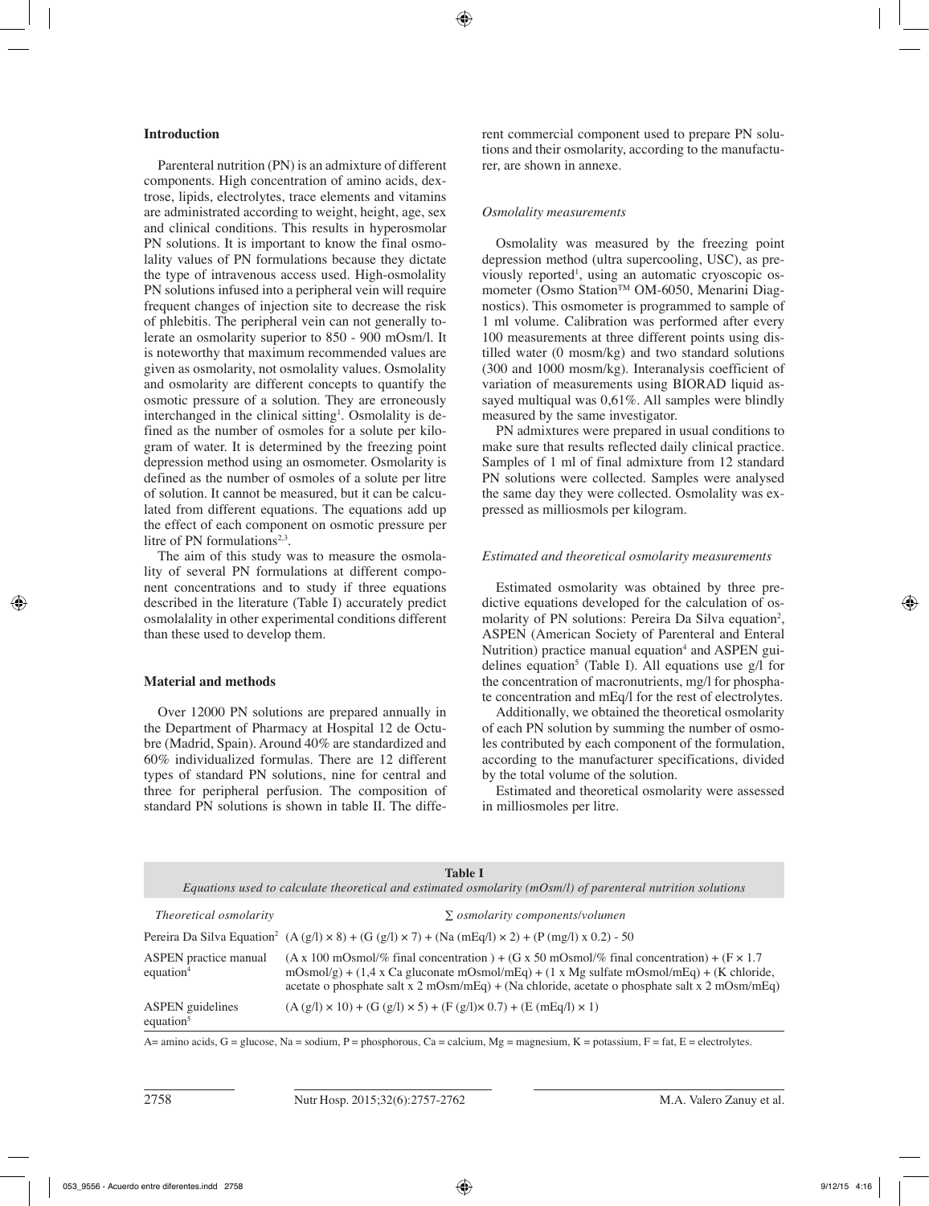## Introduction

Parenteral nutrition (PN) is an admixture of different components. High concentration of amino acids, dextrose, lipids, electrolytes, trace elements and vitamins are administrated according to weight, height, age, sex and clinical conditions. This results in hyperosmolar PN solutions. It is important to know the final osmolality values of PN formulations because they dictate the type of intravenous access used. High-osmolality PN solutions infused into a peripheral vein will require frequent changes of injection site to decrease the risk of phlebitis. The peripheral vein can not generally tolerate an osmolarity superior to 850 - 900 mOsm/l. It is noteworthy that maximum recommended values are given as osmolarity, not osmolality values. Osmolality and osmolarity are different concepts to quantify the osmotic pressure of a solution. They are erroneously interchanged in the clinical sitting[1]. Osmolality is defined as the number of osmoles for a solute per kilogram of water. It is determined by the freezing point depression method using an osmometer. Osmolarity is defined as the number of osmoles of a solute per litre of solution. It cannot be measured, but it can be calculated from different equations. The equations add up the effect of each component on osmotic pressure per litre of PN formulations[2,3].

The aim of this study was to measure the osmolality of several PN formulations at different component concentrations and to study if three equations described in the literature (Table I) accurately predict osmolalality in other experimental conditions different than these used to develop them.

## Material and methods

Over 12000 PN solutions are prepared annually in the Department of Pharmacy at Hospital 12 de Octubre (Madrid, Spain). Around 40% are standardized and 60% individualized formulas. There are 12 different types of standard PN solutions, nine for central and three for peripheral perfusion. The composition of standard PN solutions is shown in table II. The different commercial component used to prepare PN solutions and their osmolarity, according to the manufacturer, are shown in annexe.

### *Osmolality measurements*

Osmolality was measured by the freezing point depression method (ultra supercooling, USC), as previously reported[1], using an automatic cryoscopic osmometer (Osmo Station™ OM-6050, Menarini Diagnostics). This osmometer is programmed to sample of 1 ml volume. Calibration was performed after every 100 measurements at three different points using distilled water (0 mosm/kg) and two standard solutions (300 and 1000 mosm/kg). Interanalysis coefficient of variation of measurements using BIORAD liquid assayed multiqual was 0,61%. All samples were blindly measured by the same investigator.

PN admixtures were prepared in usual conditions to make sure that results reflected daily clinical practice. Samples of 1 ml of final admixture from 12 standard PN solutions were collected. Samples were analysed the same day they were collected. Osmolality was expressed as milliosmols per kilogram.

### *Estimated and theoretical osmolarity measurements*

Estimated osmolarity was obtained by three predictive equations developed for the calculation of osmolarity of PN solutions: Pereira Da Silva equation[2], ASPEN (American Society of Parenteral and Enteral Nutrition) practice manual equation[4] and ASPEN guidelines equation[5] (Table I). All equations use g/l for the concentration of macronutrients, mg/l for phosphate concentration and mEq/l for the rest of electrolytes.

Additionally, we obtained the theoretical osmolarity of each PN solution by summing the number of osmoles contributed by each component of the formulation, according to the manufacturer specifications, divided by the total volume of the solution.

Estimated and theoretical osmolarity were assessed in milliosmoles per litre.

**Table I**
*Equations used to calculate theoretical and estimated osmolarity (mOsm/l) of parenteral nutrition solutions*

| | |
|---|---|
| *Theoretical osmolarity* | *∑ osmolarity components/volumen* |
| Pereira Da Silva Equation[2] | (A (g/l) × 8) + (G (g/l) × 7) + (Na (mEq/l) × 2) + (P (mg/l) x 0.2) - 50 |
| ASPEN practice manual equation[4] | (A x 100 mOsmol/% final concentration ) + (G x 50 mOsmol/% final concentration) + (F × 1.7 mOsmol/g) + (1,4 x Ca gluconate mOsmol/mEq) + (1 x Mg sulfate mOsmol/mEq) + (K chloride, acetate o phosphate salt x 2 mOsm/mEq) + (Na chloride, acetate o phosphate salt x 2 mOsm/mEq) |
| ASPEN guidelines equation[5] | (A (g/l) × 10) + (G (g/l) × 5) + (F (g/l)× 0.7) + (E (mEq/l) × 1) |

A= amino acids, G = glucose, Na = sodium, P = phosphorous, Ca = calcium, Mg = magnesium, K = potassium, F = fat, E = electrolytes.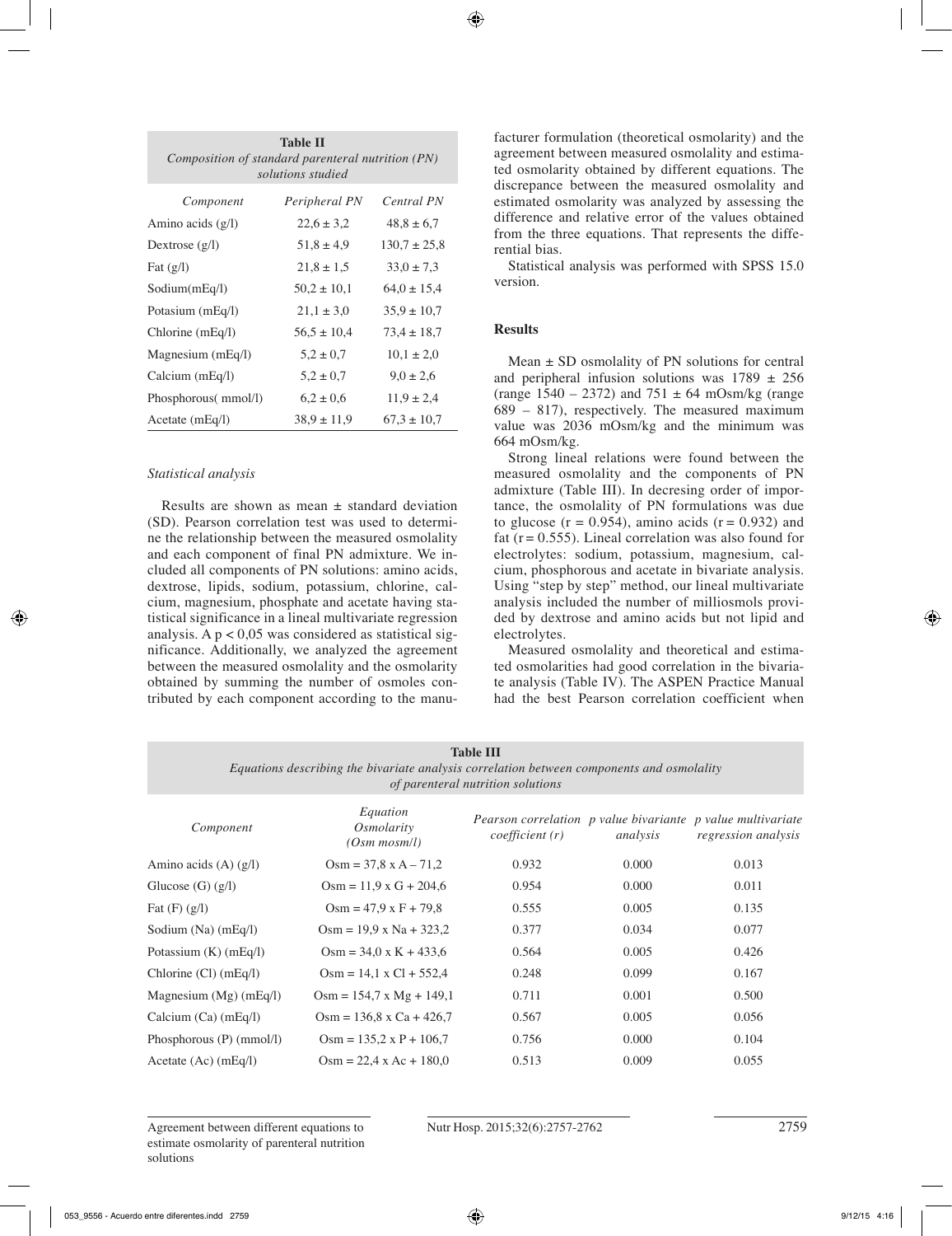**Table II**
*Composition of standard parenteral nutrition (PN) solutions studied*

| *Component* | *Peripheral PN* | *Central PN* |
|---|---|---|
| Amino acids (g/l) | 22,6 ± 3,2 | 48,8 ± 6,7 |
| Dextrose (g/l) | 51,8 ± 4,9 | 130,7 ± 25,8 |
| Fat (g/l) | 21,8 ± 1,5 | 33,0 ± 7,3 |
| Sodium(mEq/l) | 50,2 ± 10,1 | 64,0 ± 15,4 |
| Potasium (mEq/l) | 21,1 ± 3,0 | 35,9 ± 10,7 |
| Chlorine (mEq/l) | 56,5 ± 10,4 | 73,4 ± 18,7 |
| Magnesium (mEq/l) | 5,2 ± 0,7 | 10,1 ± 2,0 |
| Calcium (mEq/l) | 5,2 ± 0,7 | 9,0 ± 2,6 |
| Phosphorous( mmol/l) | 6,2 ± 0,6 | 11,9 ± 2,4 |
| Acetate (mEq/l) | 38,9 ± 11,9 | 67,3 ± 10,7 |

### *Statistical analysis*

Results are shown as mean ± standard deviation (SD). Pearson correlation test was used to determine the relationship between the measured osmolality and each component of final PN admixture. We included all components of PN solutions: amino acids, dextrose, lipids, sodium, potassium, chlorine, calcium, magnesium, phosphate and acetate having statistical significance in a lineal multivariate regression analysis. A $p < 0{,}05$ was considered as statistical significance. Additionally, we analyzed the agreement between the measured osmolality and the osmolarity obtained by summing the number of osmoles contributed by each component according to the manufacturer formulation (theoretical osmolarity) and the agreement between measured osmolality and estimated osmolarity obtained by different equations. The discrepance between the measured osmolality and estimated osmolarity was analyzed by assessing the difference and relative error of the values obtained from the three equations. That represents the differential bias.

Statistical analysis was performed with SPSS 15.0 version.

## **Results**

Mean ± SD osmolality of PN solutions for central and peripheral infusion solutions was 1789 ± 256 (range 1540 – 2372) and 751 ± 64 mOsm/kg (range 689 – 817), respectively. The measured maximum value was 2036 mOsm/kg and the minimum was 664 mOsm/kg.

Strong lineal relations were found between the measured osmolality and the components of PN admixture (Table III). In decresing order of importance, the osmolality of PN formulations was due to glucose ($r = 0.954$), amino acids ($r = 0.932$) and fat ($r = 0.555$). Lineal correlation was also found for electrolytes: sodium, potassium, magnesium, calcium, phosphorous and acetate in bivariate analysis. Using "step by step" method, our lineal multivariate analysis included the number of milliosmols provided by dextrose and amino acids but not lipid and electrolytes.

Measured osmolality and theoretical and estimated osmolarities had good correlation in the bivariate analysis (Table IV). The ASPEN Practice Manual had the best Pearson correlation coefficient when

**Table III**
*Equations describing the bivariate analysis correlation between components and osmolality of parenteral nutrition solutions*

| *Component* | *Equation Osmolarity (Osm mosm/l)* | *Pearson correlation coefficient (r)* | *p value bivariante analysis* | *p value multivariate regression analysis* |
|---|---|---|---|---|
| Amino acids (A) (g/l) | Osm = 37,8 x A – 71,2 | 0.932 | 0.000 | 0.013 |
| Glucose (G) (g/l) | Osm = 11,9 x G + 204,6 | 0.954 | 0.000 | 0.011 |
| Fat (F) (g/l) | Osm = 47,9 x F + 79,8 | 0.555 | 0.005 | 0.135 |
| Sodium (Na) (mEq/l) | Osm = 19,9 x Na + 323,2 | 0.377 | 0.034 | 0.077 |
| Potassium (K) (mEq/l) | Osm = 34,0 x K + 433,6 | 0.564 | 0.005 | 0.426 |
| Chlorine (Cl) (mEq/l) | Osm = 14,1 x Cl + 552,4 | 0.248 | 0.099 | 0.167 |
| Magnesium (Mg) (mEq/l) | Osm = 154,7 x Mg + 149,1 | 0.711 | 0.001 | 0.500 |
| Calcium (Ca) (mEq/l) | Osm = 136,8 x Ca + 426,7 | 0.567 | 0.005 | 0.056 |
| Phosphorous (P) (mmol/l) | Osm = 135,2 x P + 106,7 | 0.756 | 0.000 | 0.104 |
| Acetate (Ac) (mEq/l) | Osm = 22,4 x Ac + 180,0 | 0.513 | 0.009 | 0.055 |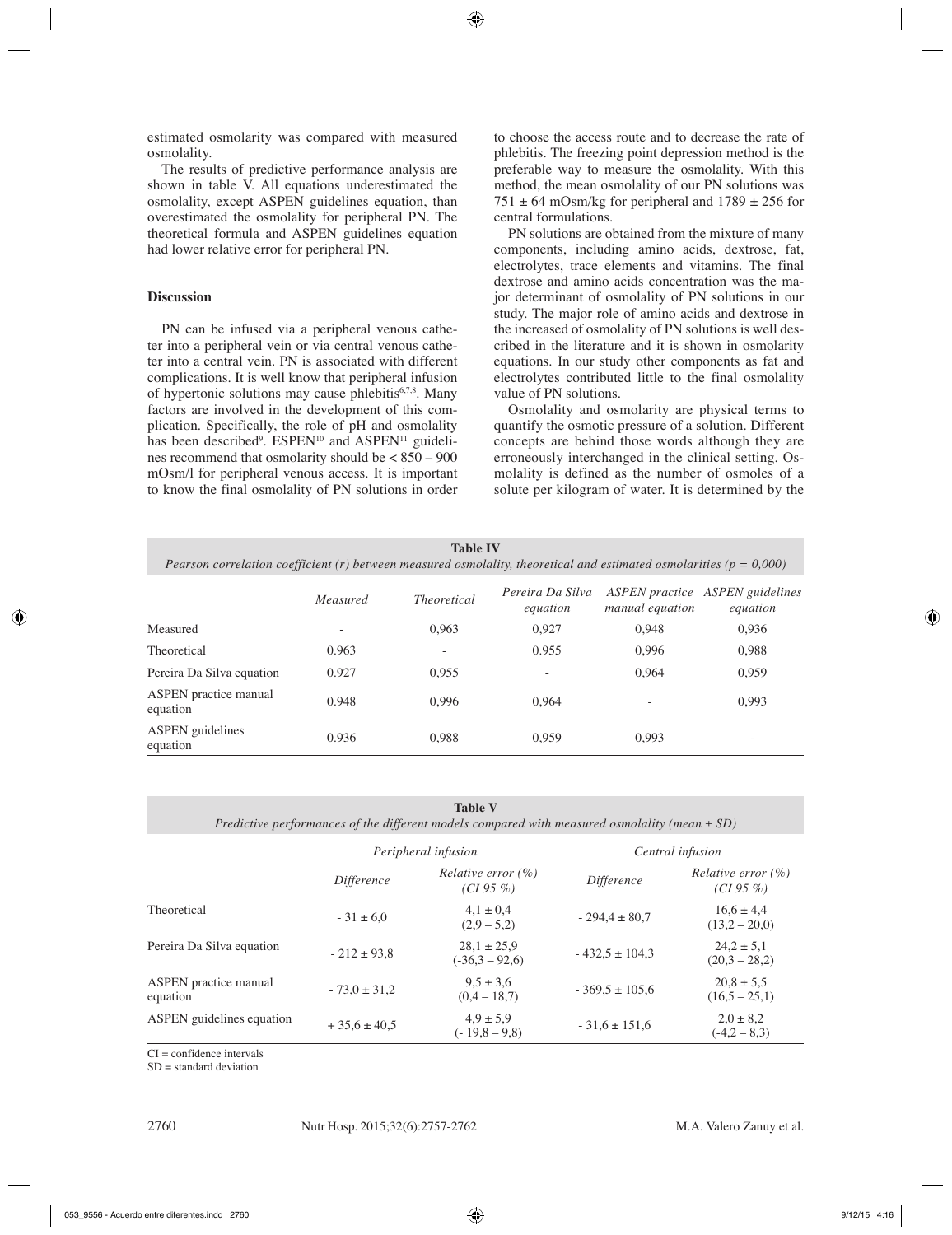estimated osmolarity was compared with measured osmolality.

The results of predictive performance analysis are shown in table V. All equations underestimated the osmolality, except ASPEN guidelines equation, than overestimated the osmolality for peripheral PN. The theoretical formula and ASPEN guidelines equation had lower relative error for peripheral PN.

## Discussion

PN can be infused via a peripheral venous catheter into a peripheral vein or via central venous catheter into a central vein. PN is associated with different complications. It is well know that peripheral infusion of hypertonic solutions may cause phlebitis[6,7,8]. Many factors are involved in the development of this complication. Specifically, the role of pH and osmolality has been described[9]. ESPEN[10] and ASPEN[11] guidelines recommend that osmolarity should be < 850 – 900 mOsm/l for peripheral venous access. It is important to know the final osmolality of PN solutions in order to choose the access route and to decrease the rate of phlebitis. The freezing point depression method is the preferable way to measure the osmolality. With this method, the mean osmolality of our PN solutions was 751 ± 64 mOsm/kg for peripheral and 1789 ± 256 for central formulations.

PN solutions are obtained from the mixture of many components, including amino acids, dextrose, fat, electrolytes, trace elements and vitamins. The final dextrose and amino acids concentration was the major determinant of osmolality of PN solutions in our study. The major role of amino acids and dextrose in the increased of osmolality of PN solutions is well described in the literature and it is shown in osmolarity equations. In our study other components as fat and electrolytes contributed little to the final osmolality value of PN solutions.

Osmolality and osmolarity are physical terms to quantify the osmotic pressure of a solution. Different concepts are behind those words although they are erroneously interchanged in the clinical setting. Osmolality is defined as the number of osmoles of a solute per kilogram of water. It is determined by the

**Table IV**
*Pearson correlation coefficient (r) between measured osmolality, theoretical and estimated osmolarities (p = 0,000)*

| | *Measured* | *Theoretical* | *Pereira Da Silva equation* | *ASPEN practice manual equation* | *ASPEN guidelines equation* |
|---|---|---|---|---|---|
| Measured | - | 0,963 | 0,927 | 0,948 | 0,936 |
| Theoretical | 0.963 | - | 0.955 | 0,996 | 0,988 |
| Pereira Da Silva equation | 0.927 | 0,955 | - | 0,964 | 0,959 |
| ASPEN practice manual equation | 0.948 | 0,996 | 0,964 | - | 0,993 |
| ASPEN guidelines equation | 0.936 | 0,988 | 0,959 | 0,993 | - |

**Table V**
*Predictive performances of the different models compared with measured osmolality (mean ± SD)*

| | *Peripheral infusion* | | *Central infusion* | |
|---|---|---|---|---|
| | *Difference* | *Relative error (%) (CI 95 %)* | *Difference* | *Relative error (%) (CI 95 %)* |
| Theoretical | - 31 ± 6,0 | 4,1 ± 0,4 (2,9 – 5,2) | - 294,4 ± 80,7 | 16,6 ± 4,4 (13,2 – 20,0) |
| Pereira Da Silva equation | - 212 ± 93,8 | 28,1 ± 25,9 (-36,3 – 92,6) | - 432,5 ± 104,3 | 24,2 ± 5,1 (20,3 – 28,2) |
| ASPEN practice manual equation | - 73,0 ± 31,2 | 9,5 ± 3,6 (0,4 – 18,7) | - 369,5 ± 105,6 | 20,8 ± 5,5 (16,5 – 25,1) |
| ASPEN guidelines equation | + 35,6 ± 40,5 | 4,9 ± 5,9 (- 19,8 – 9,8) | - 31,6 ± 151,6 | 2,0 ± 8,2 (-4,2 – 8,3) |

CI = confidence intervals
SD = standard deviation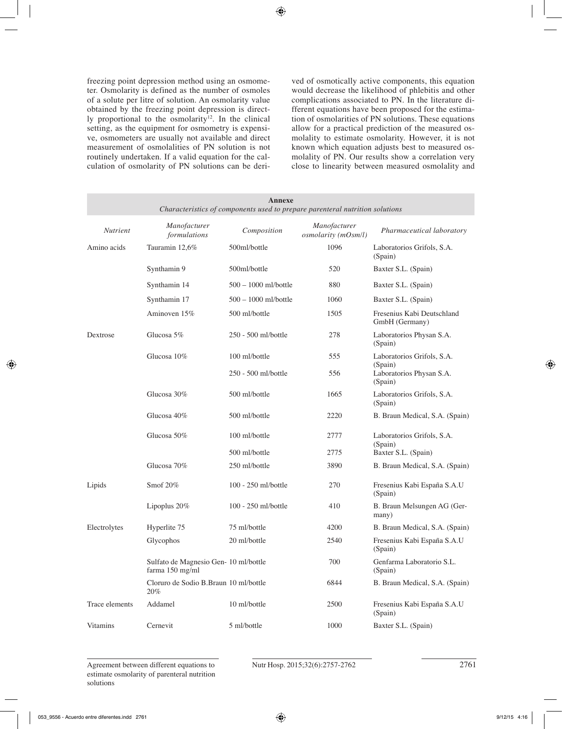freezing point depression method using an osmometer. Osmolarity is defined as the number of osmoles of a solute per litre of solution. An osmolarity value obtained by the freezing point depression is directly proportional to the osmolarity[12]. In the clinical setting, as the equipment for osmometry is expensive, osmometers are usually not available and direct measurement of osmolalities of PN solution is not routinely undertaken. If a valid equation for the calculation of osmolarity of PN solutions can be derived of osmotically active components, this equation would decrease the likelihood of phlebitis and other complications associated to PN. In the literature different equations have been proposed for the estimation of osmolarities of PN solutions. These equations allow for a practical prediction of the measured osmolality to estimate osmolarity. However, it is not known which equation adjusts best to measured osmolality of PN. Our results show a correlation very close to linearity between measured osmolality and

**Annexe**
*Characteristics of components used to prepare parenteral nutrition solutions*

| *Nutrient* | *Manofacturer formulations* | *Composition* | *Manofacturer osmolarity (mOsm/l)* | *Pharmaceutical laboratory* |
|---|---|---|---|---|
| Amino acids | Tauramin 12,6% | 500ml/bottle | 1096 | Laboratorios Grifols, S.A. (Spain) |
| | Synthamin 9 | 500ml/bottle | 520 | Baxter S.L. (Spain) |
| | Synthamin 14 | 500 – 1000 ml/bottle | 880 | Baxter S.L. (Spain) |
| | Synthamin 17 | 500 – 1000 ml/bottle | 1060 | Baxter S.L. (Spain) |
| | Aminoven 15% | 500 ml/bottle | 1505 | Fresenius Kabi Deutschland GmbH (Germany) |
| Dextrose | Glucosa 5% | 250 - 500 ml/bottle | 278 | Laboratorios Physan S.A. (Spain) |
| | Glucosa 10% | 100 ml/bottle | 555 | Laboratorios Grifols, S.A. (Spain) |
| | | 250 - 500 ml/bottle | 556 | Laboratorios Physan S.A. (Spain) |
| | Glucosa 30% | 500 ml/bottle | 1665 | Laboratorios Grifols, S.A. (Spain) |
| | Glucosa 40% | 500 ml/bottle | 2220 | B. Braun Medical, S.A. (Spain) |
| | Glucosa 50% | 100 ml/bottle | 2777 | Laboratorios Grifols, S.A. (Spain) |
| | | 500 ml/bottle | 2775 | Baxter S.L. (Spain) |
| | Glucosa 70% | 250 ml/bottle | 3890 | B. Braun Medical, S.A. (Spain) |
| Lipids | Smof 20% | 100 - 250 ml/bottle | 270 | Fresenius Kabi España S.A.U (Spain) |
| | Lipoplus 20% | 100 - 250 ml/bottle | 410 | B. Braun Melsungen AG (Germany) |
| Electrolytes | Hyperlite 75 | 75 ml/bottle | 4200 | B. Braun Medical, S.A. (Spain) |
| | Glycophos | 20 ml/bottle | 2540 | Fresenius Kabi España S.A.U (Spain) |
| | Sulfato de Magnesio Genfarma 150 mg/ml | 10 ml/bottle | 700 | Genfarma Laboratorio S.L. (Spain) |
| | Cloruro de Sodio B.Braun 20% | 10 ml/bottle | 6844 | B. Braun Medical, S.A. (Spain) |
| Trace elements | Addamel | 10 ml/bottle | 2500 | Fresenius Kabi España S.A.U (Spain) |
| Vitamins | Cernevit | 5 ml/bottle | 1000 | Baxter S.L. (Spain) |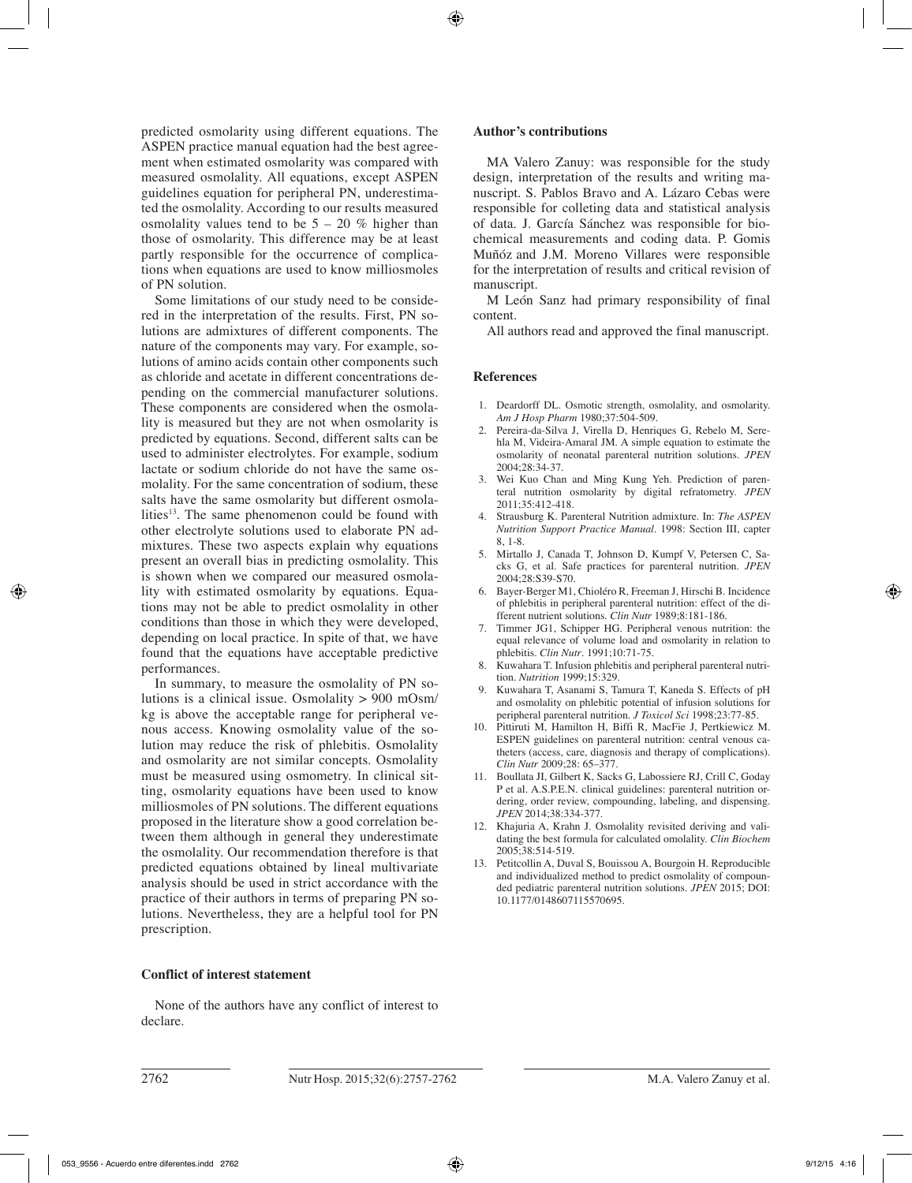predicted osmolarity using different equations. The ASPEN practice manual equation had the best agreement when estimated osmolarity was compared with measured osmolality. All equations, except ASPEN guidelines equation for peripheral PN, underestimated the osmolality. According to our results measured osmolality values tend to be 5 – 20 % higher than those of osmolarity. This difference may be at least partly responsible for the occurrence of complications when equations are used to know milliosmoles of PN solution.

Some limitations of our study need to be considered in the interpretation of the results. First, PN solutions are admixtures of different components. The nature of the components may vary. For example, solutions of amino acids contain other components such as chloride and acetate in different concentrations depending on the commercial manufacturer solutions. These components are considered when the osmolality is measured but they are not when osmolarity is predicted by equations. Second, different salts can be used to administer electrolytes. For example, sodium lactate or sodium chloride do not have the same osmolality. For the same concentration of sodium, these salts have the same osmolarity but different osmolalities[13]. The same phenomenon could be found with other electrolyte solutions used to elaborate PN admixtures. These two aspects explain why equations present an overall bias in predicting osmolality. This is shown when we compared our measured osmolality with estimated osmolarity by equations. Equations may not be able to predict osmolality in other conditions than those in which they were developed, depending on local practice. In spite of that, we have found that the equations have acceptable predictive performances.

In summary, to measure the osmolality of PN solutions is a clinical issue. Osmolality > 900 mOsm/kg is above the acceptable range for peripheral venous access. Knowing osmolality value of the solution may reduce the risk of phlebitis. Osmolality and osmolarity are not similar concepts. Osmolality must be measured using osmometry. In clinical sitting, osmolarity equations have been used to know milliosmoles of PN solutions. The different equations proposed in the literature show a good correlation between them although in general they underestimate the osmolality. Our recommendation therefore is that predicted equations obtained by lineal multivariate analysis should be used in strict accordance with the practice of their authors in terms of preparing PN solutions. Nevertheless, they are a helpful tool for PN prescription.

### Conflict of interest statement

None of the authors have any conflict of interest to declare.

### Author's contributions

MA Valero Zanuy: was responsible for the study design, interpretation of the results and writing manuscript. S. Pablos Bravo and A. Lázaro Cebas were responsible for colleting data and statistical analysis of data. J. García Sánchez was responsible for biochemical measurements and coding data. P. Gomis Muñóz and J.M. Moreno Villares were responsible for the interpretation of results and critical revision of manuscript.

M León Sanz had primary responsibility of final content.

All authors read and approved the final manuscript.

### References

1. Deardorff DL. Osmotic strength, osmolality, and osmolarity. *Am J Hosp Pharm* 1980;37:504-509.
2. Pereira-da-Silva J, Virella D, Henriques G, Rebelo M, Serehla M, Videira-Amaral JM. A simple equation to estimate the osmolarity of neonatal parenteral nutrition solutions. *JPEN* 2004;28:34-37.
3. Wei Kuo Chan and Ming Kung Yeh. Prediction of parenteral nutrition osmolarity by digital refratometry. *JPEN* 2011;35:412-418.
4. Strausburg K. Parenteral Nutrition admixture. In: *The ASPEN Nutrition Support Practice Manual*. 1998: Section III, capter 8, 1-8.
5. Mirtallo J, Canada T, Johnson D, Kumpf V, Petersen C, Sacks G, et al. Safe practices for parenteral nutrition. *JPEN* 2004;28:S39-S70.
6. Bayer-Berger M1, Chioléro R, Freeman J, Hirschi B. Incidence of phlebitis in peripheral parenteral nutrition: effect of the different nutrient solutions. *Clin Nutr* 1989;8:181-186.
7. Timmer JG1, Schipper HG. Peripheral venous nutrition: the equal relevance of volume load and osmolarity in relation to phlebitis. *Clin Nutr*. 1991;10:71-75.
8. Kuwahara T. Infusion phlebitis and peripheral parenteral nutrition. *Nutrition* 1999;15:329.
9. Kuwahara T, Asanami S, Tamura T, Kaneda S. Effects of pH and osmolality on phlebitic potential of infusion solutions for peripheral parenteral nutrition. *J Toxicol Sci* 1998;23:77-85.
10. Pittiruti M, Hamilton H, Biffi R, MacFie J, Pertkiewicz M. ESPEN guidelines on parenteral nutrition: central venous catheters (access, care, diagnosis and therapy of complications). *Clin Nutr* 2009;28: 65–377.
11. Boullata JI, Gilbert K, Sacks G, Labossiere RJ, Crill C, Goday P et al. A.S.P.E.N. clinical guidelines: parenteral nutrition ordering, order review, compounding, labeling, and dispensing. *JPEN* 2014;38:334-377.
12. Khajuria A, Krahn J. Osmolality revisited deriving and validating the best formula for calculated omolality. *Clin Biochem* 2005;38:514-519.
13. Petitcollin A, Duval S, Bouissou A, Bourgoin H. Reproducible and individualized method to predict osmolality of compounded pediatric parenteral nutrition solutions. *JPEN* 2015; DOI: 10.1177/0148607115570695.